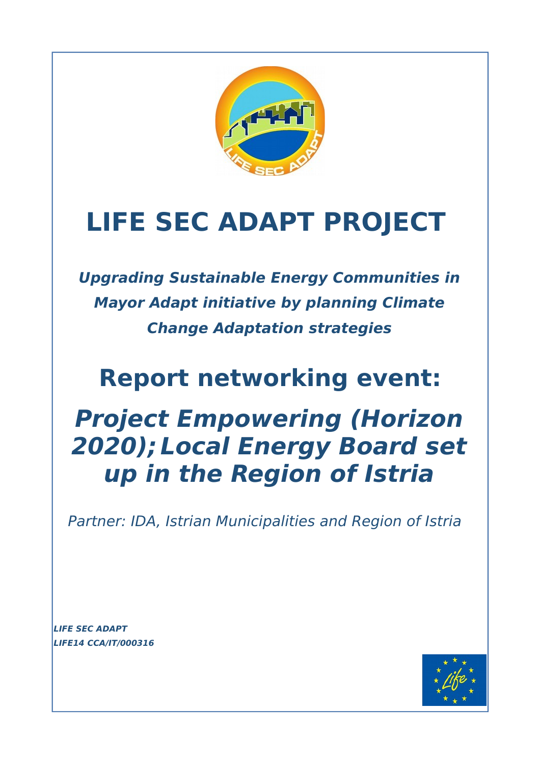# LIFE SEC ADAPT PROJECT

***Upgrading Sustainable Energy Communities in Mayor Adapt initiative by planning Climate Change Adaptation strategies***

## Report networking event:

## *Project Empowering (Horizon 2020); Local Energy Board set up in the Region of Istria*

*Partner: IDA, Istrian Municipalities and Region of Istria*

***LIFE SEC ADAPT***
***LIFE14 CCA/IT/000316***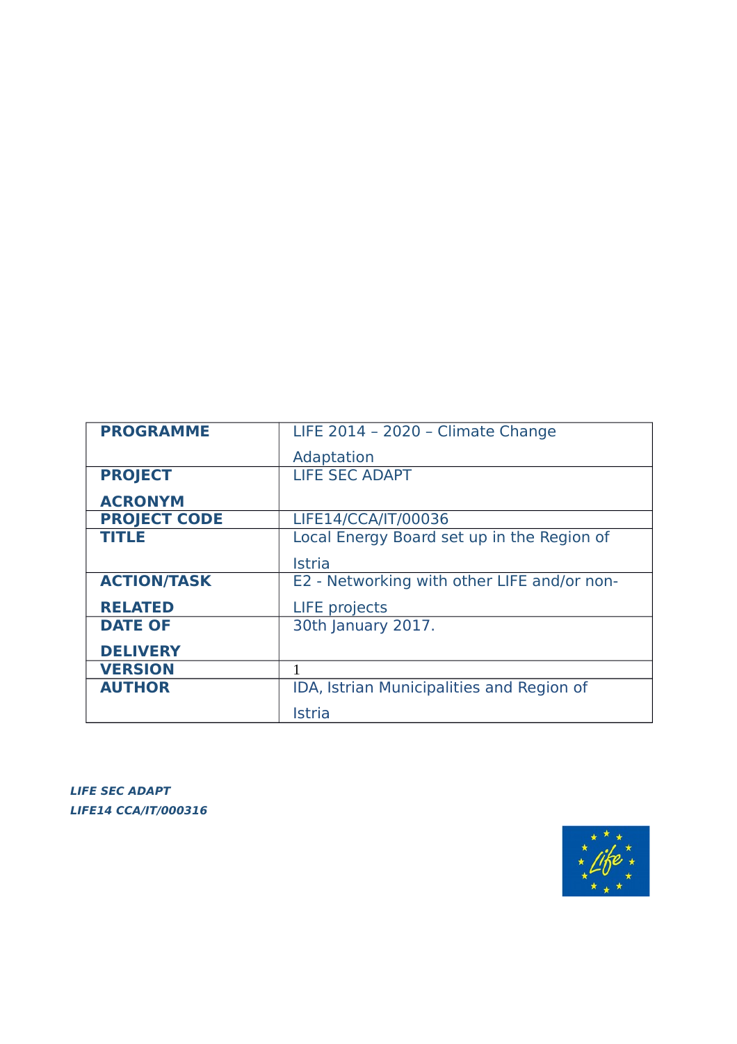| PROGRAMME | LIFE 2014 – 2020 – Climate Change Adaptation |
|---|---|
| PROJECT ACRONYM | LIFE SEC ADAPT |
| PROJECT CODE | LIFE14/CCA/IT/00036 |
| TITLE | Local Energy Board set up in the Region of Istria |
| ACTION/TASK RELATED | E2 - Networking with other LIFE and/or non-LIFE projects |
| DATE OF DELIVERY | 30th January 2017. |
| VERSION | 1 |
| AUTHOR | IDA, Istrian Municipalities and Region of Istria |

***LIFE SEC ADAPT***
***LIFE14 CCA/IT/000316***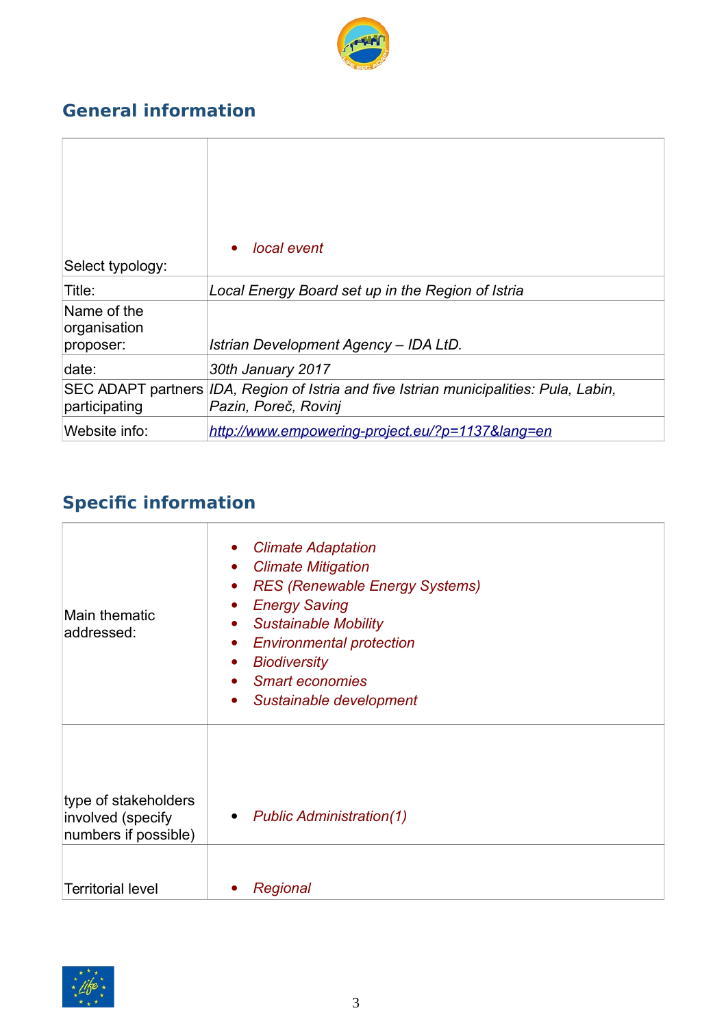## General information

| | |
|---|---|
| Select typology: | • *local event* |
| Title: | *Local Energy Board set up in the Region of Istria* |
| Name of the organisation proposer: | *Istrian Development Agency – IDA LtD.* |
| date: | *30th January 2017* |
| SEC ADAPT partners participating | *IDA, Region of Istria and five Istrian municipalities: Pula, Labin, Pazin, Poreč, Rovinj* |
| Website info: | *http://www.empowering-project.eu/?p=1137&lang=en* |

## Specific information

| | |
|---|---|
| Main thematic addressed: | • *Climate Adaptation*<br>• *Climate Mitigation*<br>• *RES (Renewable Energy Systems)*<br>• *Energy Saving*<br>• *Sustainable Mobility*<br>• *Environmental protection*<br>• *Biodiversity*<br>• *Smart economies*<br>• *Sustainable development* |
| type of stakeholders involved (specify numbers if possible) | • *Public Administration(1)* |
| Territorial level | • *Regional* |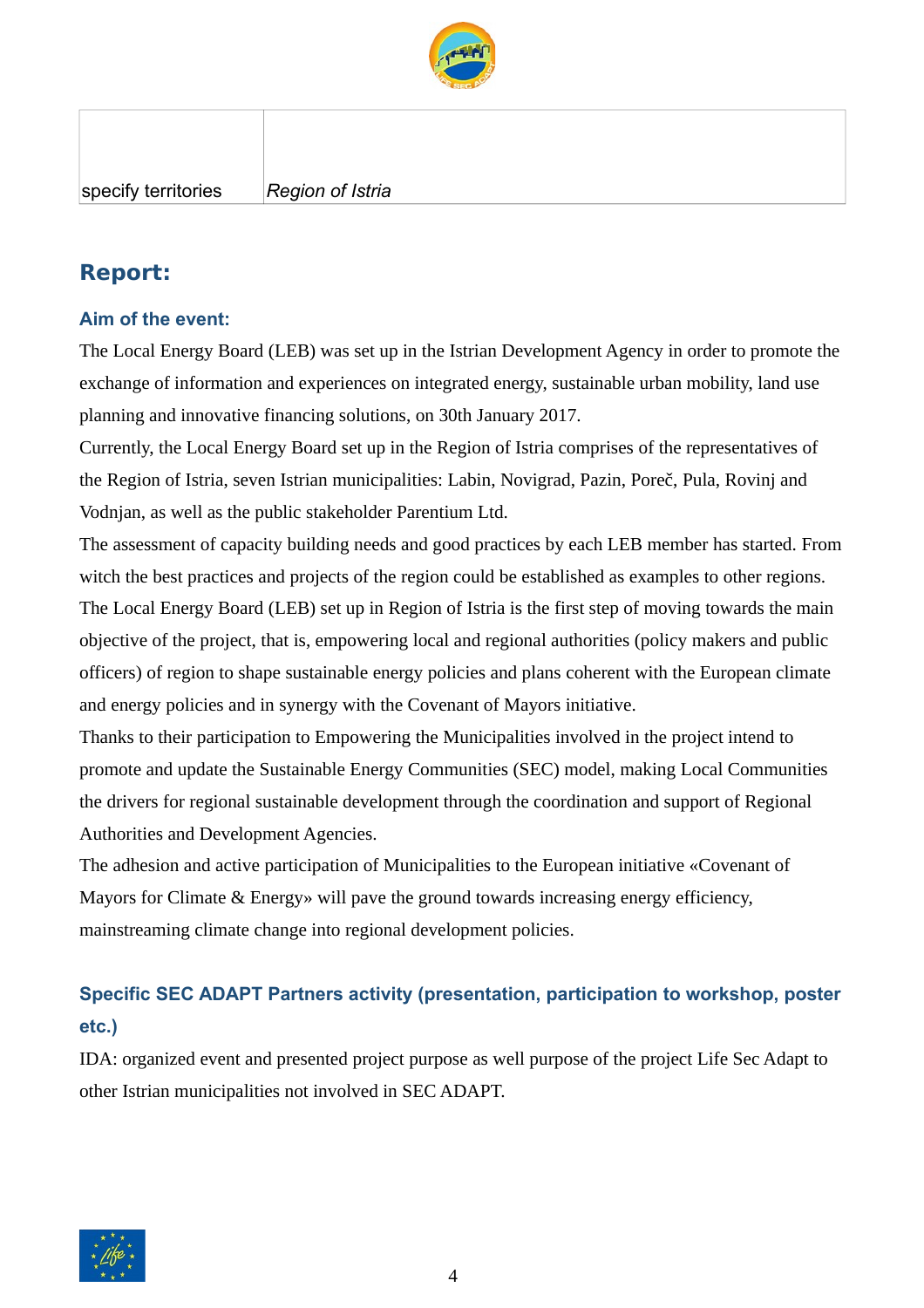| specify territories | *Region of Istria* |
|---|---|

## Report:

### Aim of the event:

The Local Energy Board (LEB) was set up in the Istrian Development Agency in order to promote the exchange of information and experiences on integrated energy, sustainable urban mobility, land use planning and innovative financing solutions, on 30th January 2017.

Currently, the Local Energy Board set up in the Region of Istria comprises of the representatives of the Region of Istria, seven Istrian municipalities: Labin, Novigrad, Pazin, Poreč, Pula, Rovinj and Vodnjan, as well as the public stakeholder Parentium Ltd.

The assessment of capacity building needs and good practices by each LEB member has started. From witch the best practices and projects of the region could be established as examples to other regions.

The Local Energy Board (LEB) set up in Region of Istria is the first step of moving towards the main objective of the project, that is, empowering local and regional authorities (policy makers and public officers) of region to shape sustainable energy policies and plans coherent with the European climate and energy policies and in synergy with the Covenant of Mayors initiative.

Thanks to their participation to Empowering the Municipalities involved in the project intend to promote and update the Sustainable Energy Communities (SEC) model, making Local Communities the drivers for regional sustainable development through the coordination and support of Regional Authorities and Development Agencies.

The adhesion and active participation of Municipalities to the European initiative «Covenant of Mayors for Climate & Energy» will pave the ground towards increasing energy efficiency, mainstreaming climate change into regional development policies.

### Specific SEC ADAPT Partners activity (presentation, participation to workshop, poster etc.)

IDA: organized event and presented project purpose as well purpose of the project Life Sec Adapt to other Istrian municipalities not involved in SEC ADAPT.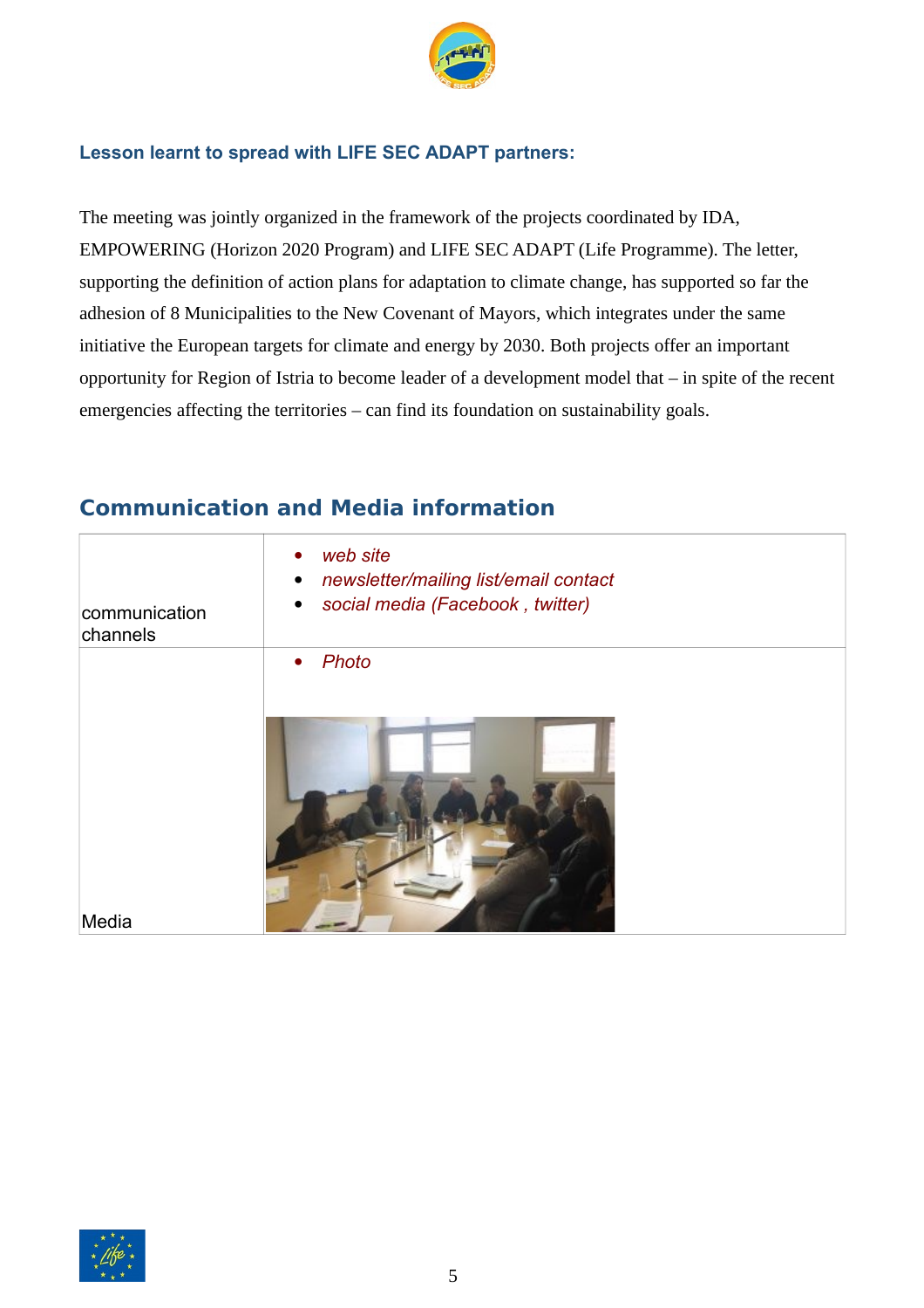### Lesson learnt to spread with LIFE SEC ADAPT partners:

The meeting was jointly organized in the framework of the projects coordinated by IDA, EMPOWERING (Horizon 2020 Program) and LIFE SEC ADAPT (Life Programme). The letter, supporting the definition of action plans for adaptation to climate change, has supported so far the adhesion of 8 Municipalities to the New Covenant of Mayors, which integrates under the same initiative the European targets for climate and energy by 2030. Both projects offer an important opportunity for Region of Istria to become leader of a development model that – in spite of the recent emergencies affecting the territories – can find its foundation on sustainability goals.

## Communication and Media information

| | |
|---|---|
| communication channels | • *web site*<br>• *newsletter/mailing list/email contact*<br>• *social media (Facebook , twitter)* |
| Media | • *Photo* |